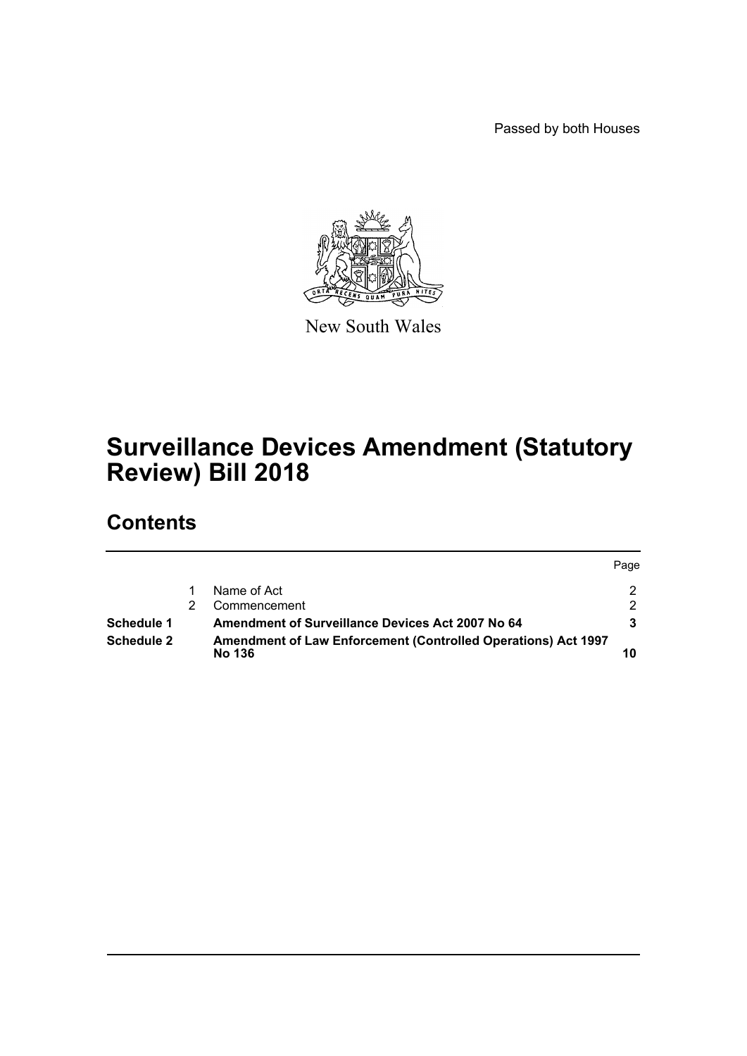Passed by both Houses

New South Wales

# Surveillance Devices Amendment (Statutory Review) Bill 2018

## Contents

| | | | Page |
|---|---|---|---|
| | 1 | Name of Act | 2 |
| | 2 | Commencement | 2 |
| **Schedule 1** | | **Amendment of Surveillance Devices Act 2007 No 64** | **3** |
| **Schedule 2** | | **Amendment of Law Enforcement (Controlled Operations) Act 1997 No 136** | **10** |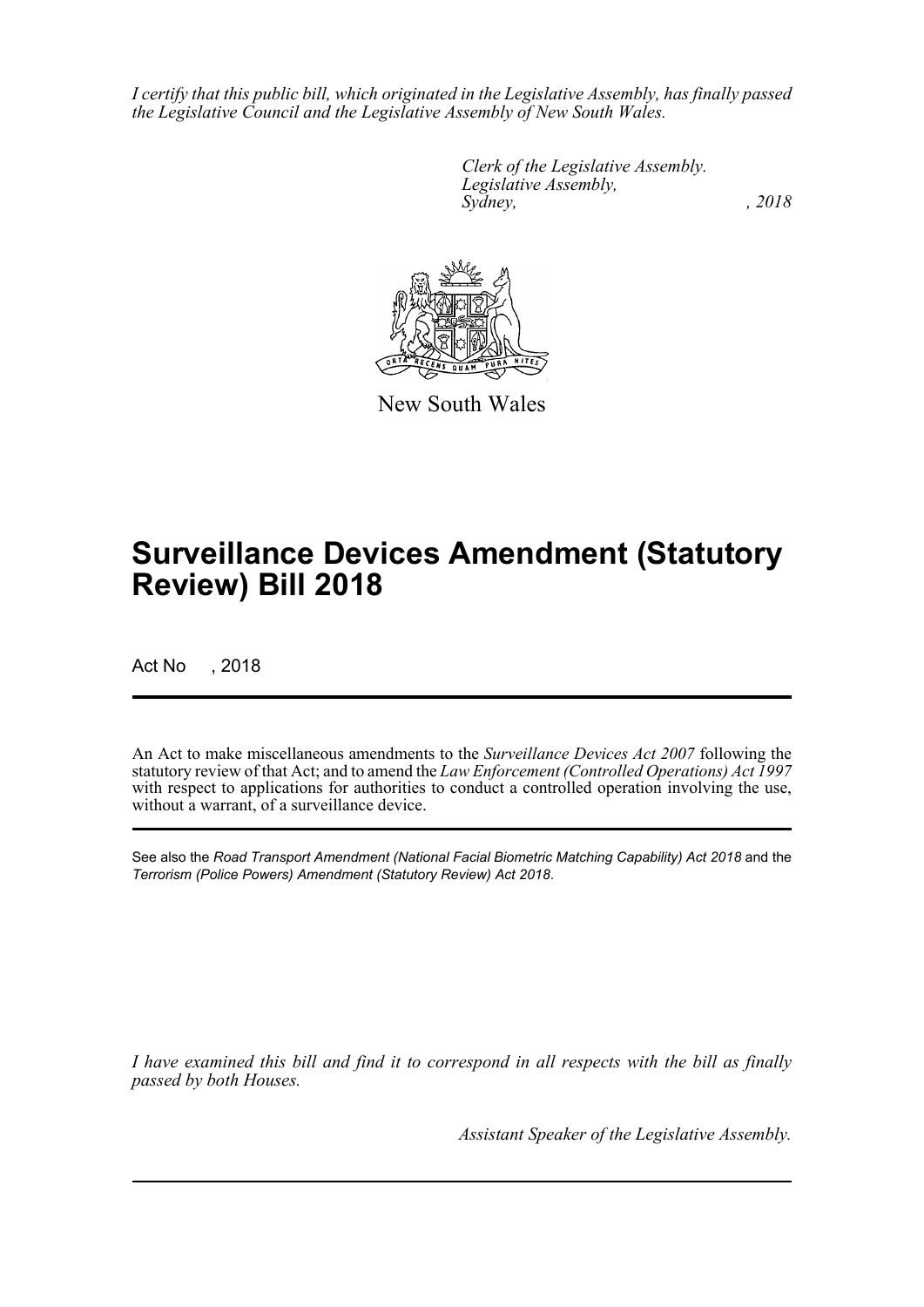*I certify that this public bill, which originated in the Legislative Assembly, has finally passed the Legislative Council and the Legislative Assembly of New South Wales.*

*Clerk of the Legislative Assembly.*
*Legislative Assembly,*
*Sydney, , 2018*

New South Wales

# Surveillance Devices Amendment (Statutory Review) Bill 2018

Act No , 2018

An Act to make miscellaneous amendments to the *Surveillance Devices Act 2007* following the statutory review of that Act; and to amend the *Law Enforcement (Controlled Operations) Act 1997* with respect to applications for authorities to conduct a controlled operation involving the use, without a warrant, of a surveillance device.

See also the *Road Transport Amendment (National Facial Biometric Matching Capability) Act 2018* and the *Terrorism (Police Powers) Amendment (Statutory Review) Act 2018*.

*I have examined this bill and find it to correspond in all respects with the bill as finally passed by both Houses.*

*Assistant Speaker of the Legislative Assembly.*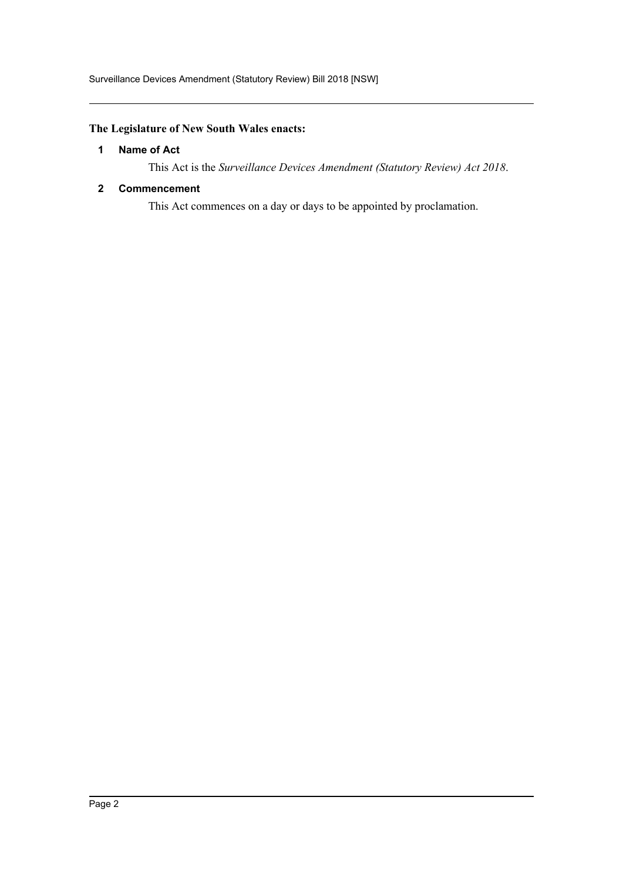**The Legislature of New South Wales enacts:**

## 1 Name of Act

This Act is the *Surveillance Devices Amendment (Statutory Review) Act 2018*.

## 2 Commencement

This Act commences on a day or days to be appointed by proclamation.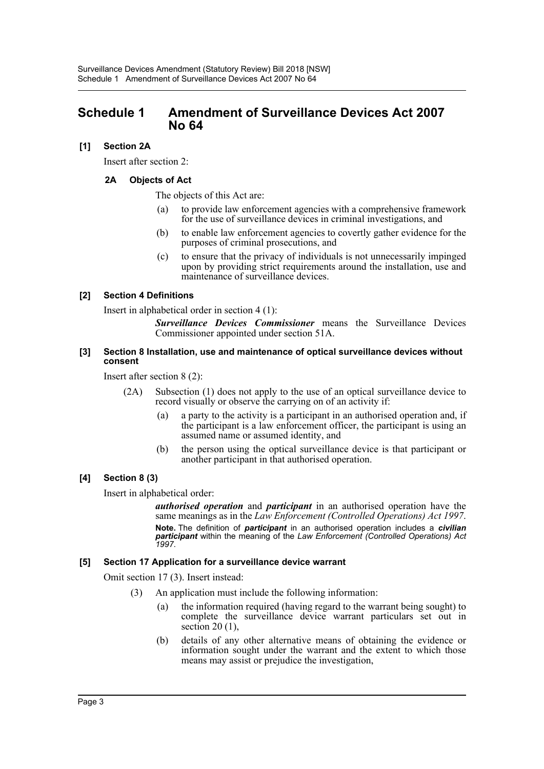# Schedule 1 Amendment of Surveillance Devices Act 2007 No 64

### [1] Section 2A

Insert after section 2:

#### 2A Objects of Act

The objects of this Act are:

(a) to provide law enforcement agencies with a comprehensive framework for the use of surveillance devices in criminal investigations, and

(b) to enable law enforcement agencies to covertly gather evidence for the purposes of criminal prosecutions, and

(c) to ensure that the privacy of individuals is not unnecessarily impinged upon by providing strict requirements around the installation, use and maintenance of surveillance devices.

### [2] Section 4 Definitions

Insert in alphabetical order in section 4 (1):

> ***Surveillance Devices Commissioner*** means the Surveillance Devices Commissioner appointed under section 51A.

### [3] Section 8 Installation, use and maintenance of optical surveillance devices without consent

Insert after section 8 (2):

(2A) Subsection (1) does not apply to the use of an optical surveillance device to record visually or observe the carrying on of an activity if:

(a) a party to the activity is a participant in an authorised operation and, if the participant is a law enforcement officer, the participant is using an assumed name or assumed identity, and

(b) the person using the optical surveillance device is that participant or another participant in that authorised operation.

### [4] Section 8 (3)

Insert in alphabetical order:

> ***authorised operation*** and ***participant*** in an authorised operation have the same meanings as in the *Law Enforcement (Controlled Operations) Act 1997*.
>
> **Note.** The definition of ***participant*** in an authorised operation includes a ***civilian participant*** within the meaning of the *Law Enforcement (Controlled Operations) Act 1997*.

### [5] Section 17 Application for a surveillance device warrant

Omit section 17 (3). Insert instead:

(3) An application must include the following information:

(a) the information required (having regard to the warrant being sought) to complete the surveillance device warrant particulars set out in section 20 (1),

(b) details of any other alternative means of obtaining the evidence or information sought under the warrant and the extent to which those means may assist or prejudice the investigation,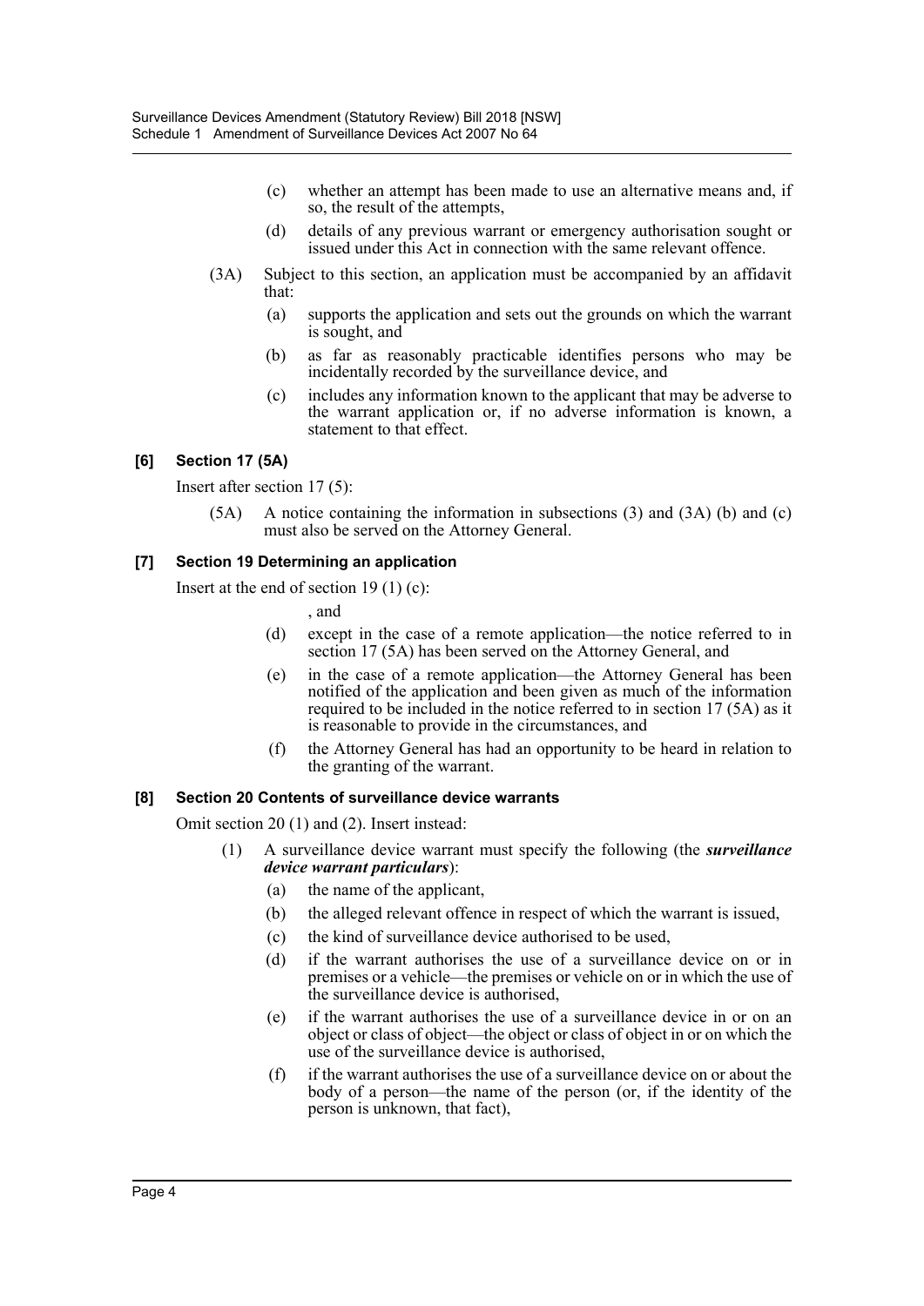(c) whether an attempt has been made to use an alternative means and, if so, the result of the attempts,

(d) details of any previous warrant or emergency authorisation sought or issued under this Act in connection with the same relevant offence.

(3A) Subject to this section, an application must be accompanied by an affidavit that:

(a) supports the application and sets out the grounds on which the warrant is sought, and

(b) as far as reasonably practicable identifies persons who may be incidentally recorded by the surveillance device, and

(c) includes any information known to the applicant that may be adverse to the warrant application or, if no adverse information is known, a statement to that effect.

#### [6] Section 17 (5A)

Insert after section 17 (5):

(5A) A notice containing the information in subsections (3) and (3A) (b) and (c) must also be served on the Attorney General.

#### [7] Section 19 Determining an application

Insert at the end of section 19 (1) (c):

, and

(d) except in the case of a remote application—the notice referred to in section 17 (5A) has been served on the Attorney General, and

(e) in the case of a remote application—the Attorney General has been notified of the application and been given as much of the information required to be included in the notice referred to in section 17 (5A) as it is reasonable to provide in the circumstances, and

(f) the Attorney General has had an opportunity to be heard in relation to the granting of the warrant.

#### [8] Section 20 Contents of surveillance device warrants

Omit section 20 (1) and (2). Insert instead:

(1) A surveillance device warrant must specify the following (the ***surveillance device warrant particulars***):

(a) the name of the applicant,

(b) the alleged relevant offence in respect of which the warrant is issued,

(c) the kind of surveillance device authorised to be used,

(d) if the warrant authorises the use of a surveillance device on or in premises or a vehicle—the premises or vehicle on or in which the use of the surveillance device is authorised,

(e) if the warrant authorises the use of a surveillance device in or on an object or class of object—the object or class of object in or on which the use of the surveillance device is authorised,

(f) if the warrant authorises the use of a surveillance device on or about the body of a person—the name of the person (or, if the identity of the person is unknown, that fact),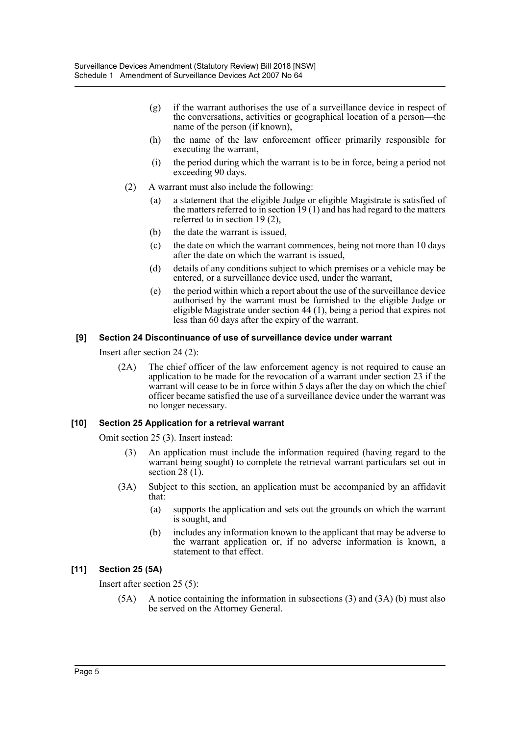(g) if the warrant authorises the use of a surveillance device in respect of the conversations, activities or geographical location of a person—the name of the person (if known),

(h) the name of the law enforcement officer primarily responsible for executing the warrant,

(i) the period during which the warrant is to be in force, being a period not exceeding 90 days.

(2) A warrant must also include the following:

(a) a statement that the eligible Judge or eligible Magistrate is satisfied of the matters referred to in section 19 (1) and has had regard to the matters referred to in section 19 (2),

(b) the date the warrant is issued,

(c) the date on which the warrant commences, being not more than 10 days after the date on which the warrant is issued,

(d) details of any conditions subject to which premises or a vehicle may be entered, or a surveillance device used, under the warrant,

(e) the period within which a report about the use of the surveillance device authorised by the warrant must be furnished to the eligible Judge or eligible Magistrate under section 44 (1), being a period that expires not less than 60 days after the expiry of the warrant.

### [9] Section 24 Discontinuance of use of surveillance device under warrant

Insert after section 24 (2):

(2A) The chief officer of the law enforcement agency is not required to cause an application to be made for the revocation of a warrant under section 23 if the warrant will cease to be in force within 5 days after the day on which the chief officer became satisfied the use of a surveillance device under the warrant was no longer necessary.

### [10] Section 25 Application for a retrieval warrant

Omit section 25 (3). Insert instead:

(3) An application must include the information required (having regard to the warrant being sought) to complete the retrieval warrant particulars set out in section 28 (1).

(3A) Subject to this section, an application must be accompanied by an affidavit that:

(a) supports the application and sets out the grounds on which the warrant is sought, and

(b) includes any information known to the applicant that may be adverse to the warrant application or, if no adverse information is known, a statement to that effect.

### [11] Section 25 (5A)

Insert after section 25 (5):

(5A) A notice containing the information in subsections (3) and (3A) (b) must also be served on the Attorney General.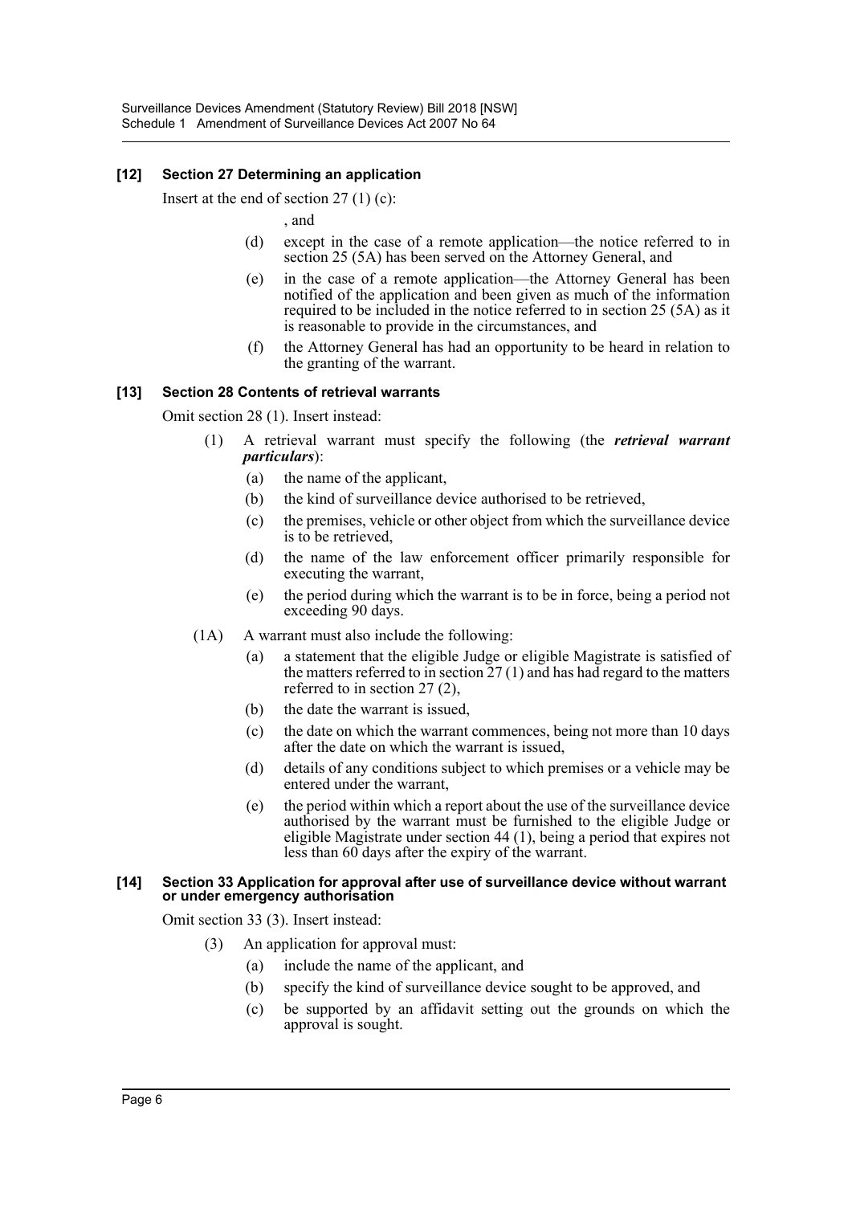### [12] Section 27 Determining an application

Insert at the end of section 27 (1) (c):

, and

(d) except in the case of a remote application—the notice referred to in section 25 (5A) has been served on the Attorney General, and

(e) in the case of a remote application—the Attorney General has been notified of the application and been given as much of the information required to be included in the notice referred to in section 25 (5A) as it is reasonable to provide in the circumstances, and

(f) the Attorney General has had an opportunity to be heard in relation to the granting of the warrant.

### [13] Section 28 Contents of retrieval warrants

Omit section 28 (1). Insert instead:

(1) A retrieval warrant must specify the following (the ***retrieval warrant particulars***):

(a) the name of the applicant,

(b) the kind of surveillance device authorised to be retrieved,

(c) the premises, vehicle or other object from which the surveillance device is to be retrieved,

(d) the name of the law enforcement officer primarily responsible for executing the warrant,

(e) the period during which the warrant is to be in force, being a period not exceeding 90 days.

(1A) A warrant must also include the following:

(a) a statement that the eligible Judge or eligible Magistrate is satisfied of the matters referred to in section 27 (1) and has had regard to the matters referred to in section 27 (2),

(b) the date the warrant is issued,

(c) the date on which the warrant commences, being not more than 10 days after the date on which the warrant is issued,

(d) details of any conditions subject to which premises or a vehicle may be entered under the warrant,

(e) the period within which a report about the use of the surveillance device authorised by the warrant must be furnished to the eligible Judge or eligible Magistrate under section 44 (1), being a period that expires not less than 60 days after the expiry of the warrant.

### [14] Section 33 Application for approval after use of surveillance device without warrant or under emergency authorisation

Omit section 33 (3). Insert instead:

(3) An application for approval must:

(a) include the name of the applicant, and

(b) specify the kind of surveillance device sought to be approved, and

(c) be supported by an affidavit setting out the grounds on which the approval is sought.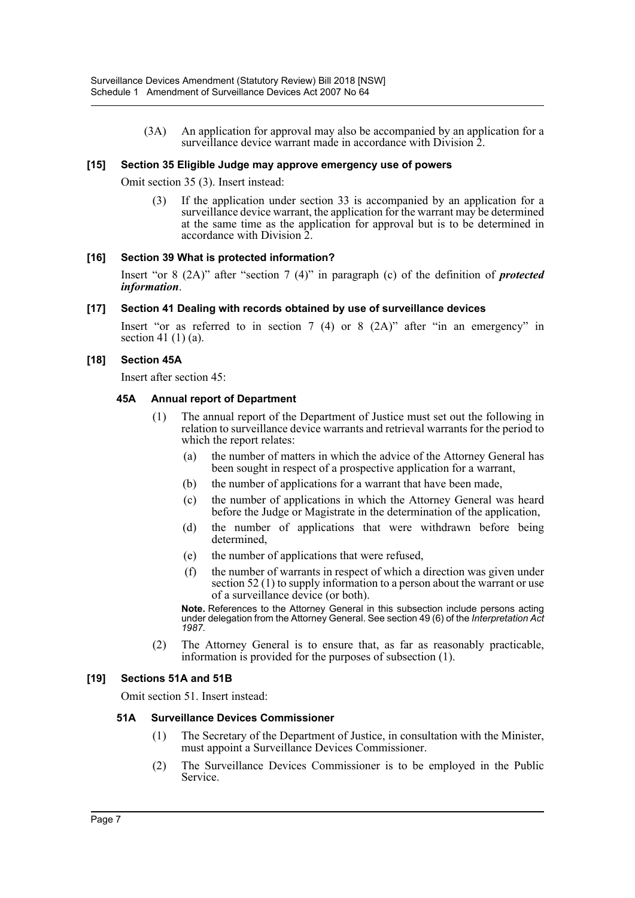(3A) An application for approval may also be accompanied by an application for a surveillance device warrant made in accordance with Division 2.

### [15] Section 35 Eligible Judge may approve emergency use of powers

Omit section 35 (3). Insert instead:

(3) If the application under section 33 is accompanied by an application for a surveillance device warrant, the application for the warrant may be determined at the same time as the application for approval but is to be determined in accordance with Division 2.

### [16] Section 39 What is protected information?

Insert "or 8 (2A)" after "section 7 (4)" in paragraph (c) of the definition of ***protected information***.

### [17] Section 41 Dealing with records obtained by use of surveillance devices

Insert "or as referred to in section 7 (4) or 8 (2A)" after "in an emergency" in section 41 (1) (a).

### [18] Section 45A

Insert after section 45:

#### 45A Annual report of Department

(1) The annual report of the Department of Justice must set out the following in relation to surveillance device warrants and retrieval warrants for the period to which the report relates:

(a) the number of matters in which the advice of the Attorney General has been sought in respect of a prospective application for a warrant,

(b) the number of applications for a warrant that have been made,

(c) the number of applications in which the Attorney General was heard before the Judge or Magistrate in the determination of the application,

(d) the number of applications that were withdrawn before being determined,

(e) the number of applications that were refused,

(f) the number of warrants in respect of which a direction was given under section 52 (1) to supply information to a person about the warrant or use of a surveillance device (or both).

**Note.** References to the Attorney General in this subsection include persons acting under delegation from the Attorney General. See section 49 (6) of the *Interpretation Act 1987*.

(2) The Attorney General is to ensure that, as far as reasonably practicable, information is provided for the purposes of subsection (1).

### [19] Sections 51A and 51B

Omit section 51. Insert instead:

#### 51A Surveillance Devices Commissioner

(1) The Secretary of the Department of Justice, in consultation with the Minister, must appoint a Surveillance Devices Commissioner.

(2) The Surveillance Devices Commissioner is to be employed in the Public Service.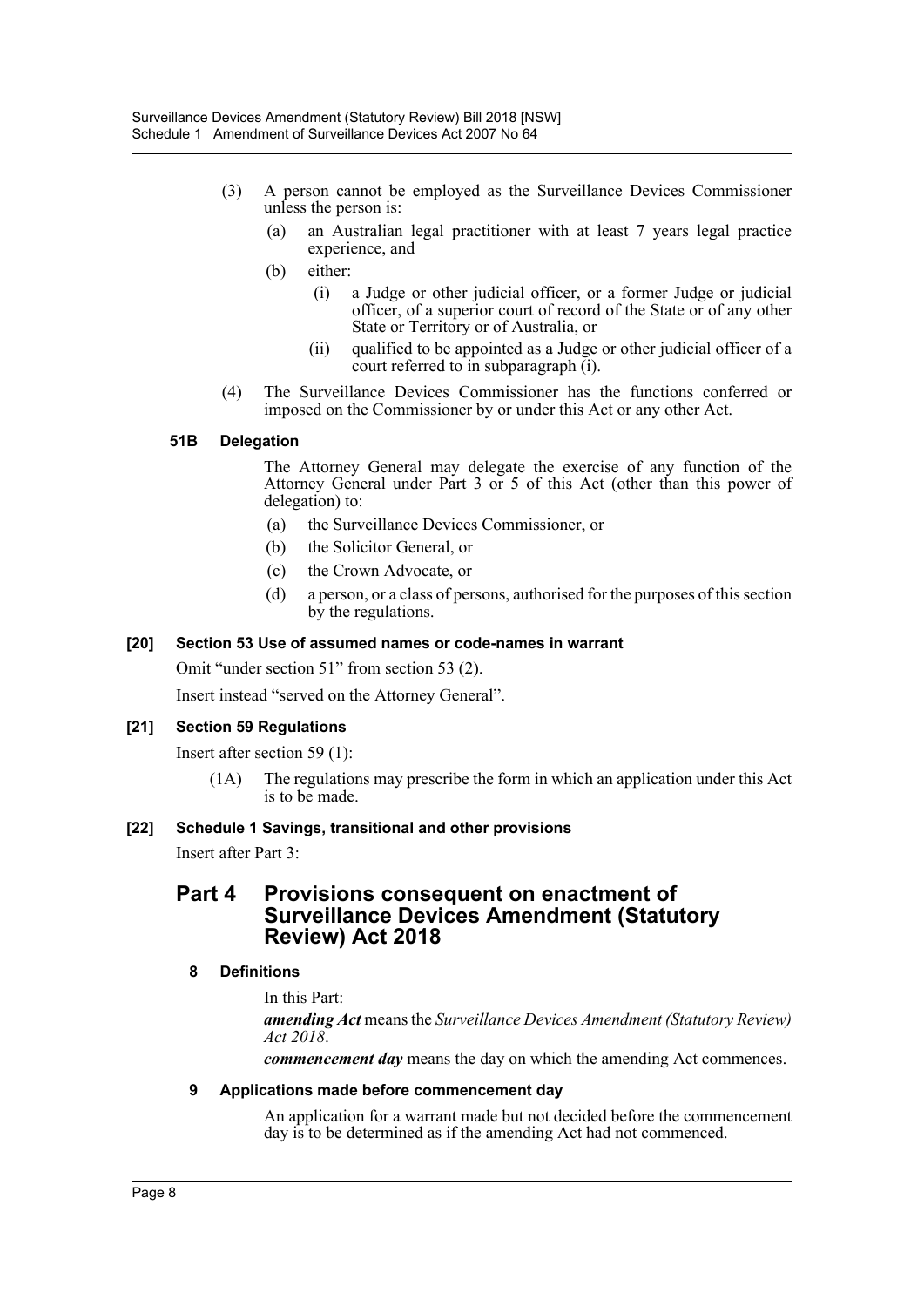(3) A person cannot be employed as the Surveillance Devices Commissioner unless the person is:

(a) an Australian legal practitioner with at least 7 years legal practice experience, and

(b) either:

(i) a Judge or other judicial officer, or a former Judge or judicial officer, of a superior court of record of the State or of any other State or Territory or of Australia, or

(ii) qualified to be appointed as a Judge or other judicial officer of a court referred to in subparagraph (i).

(4) The Surveillance Devices Commissioner has the functions conferred or imposed on the Commissioner by or under this Act or any other Act.

#### 51B Delegation

The Attorney General may delegate the exercise of any function of the Attorney General under Part 3 or 5 of this Act (other than this power of delegation) to:

(a) the Surveillance Devices Commissioner, or

(b) the Solicitor General, or

(c) the Crown Advocate, or

(d) a person, or a class of persons, authorised for the purposes of this section by the regulations.

### [20] Section 53 Use of assumed names or code-names in warrant

Omit "under section 51" from section 53 (2).

Insert instead "served on the Attorney General".

### [21] Section 59 Regulations

Insert after section 59 (1):

(1A) The regulations may prescribe the form in which an application under this Act is to be made.

### [22] Schedule 1 Savings, transitional and other provisions

Insert after Part 3:

## Part 4 Provisions consequent on enactment of Surveillance Devices Amendment (Statutory Review) Act 2018

#### 8 Definitions

In this Part:

***amending Act*** means the *Surveillance Devices Amendment (Statutory Review) Act 2018*.

***commencement day*** means the day on which the amending Act commences.

#### 9 Applications made before commencement day

An application for a warrant made but not decided before the commencement day is to be determined as if the amending Act had not commenced.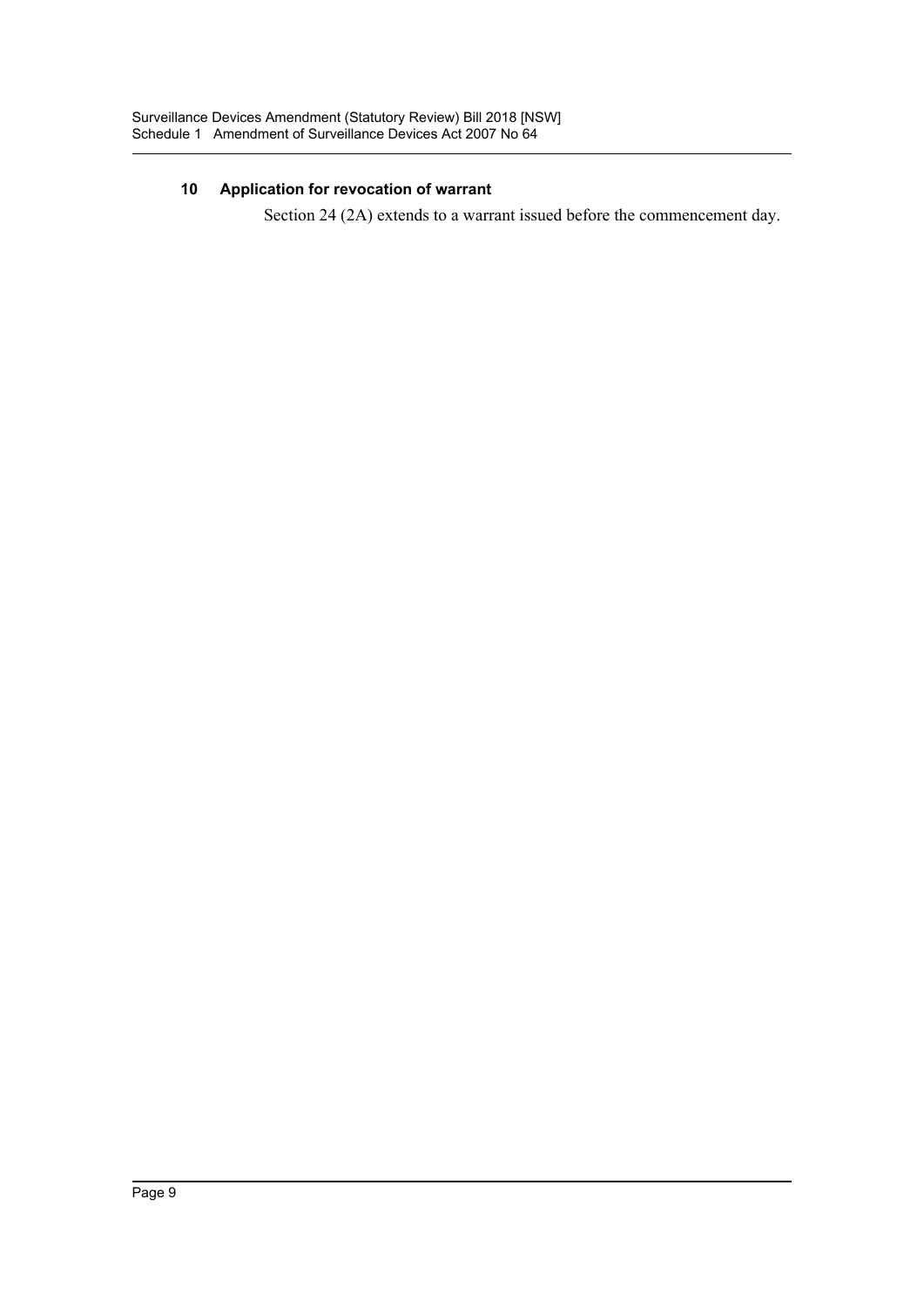### 10 Application for revocation of warrant

Section 24 (2A) extends to a warrant issued before the commencement day.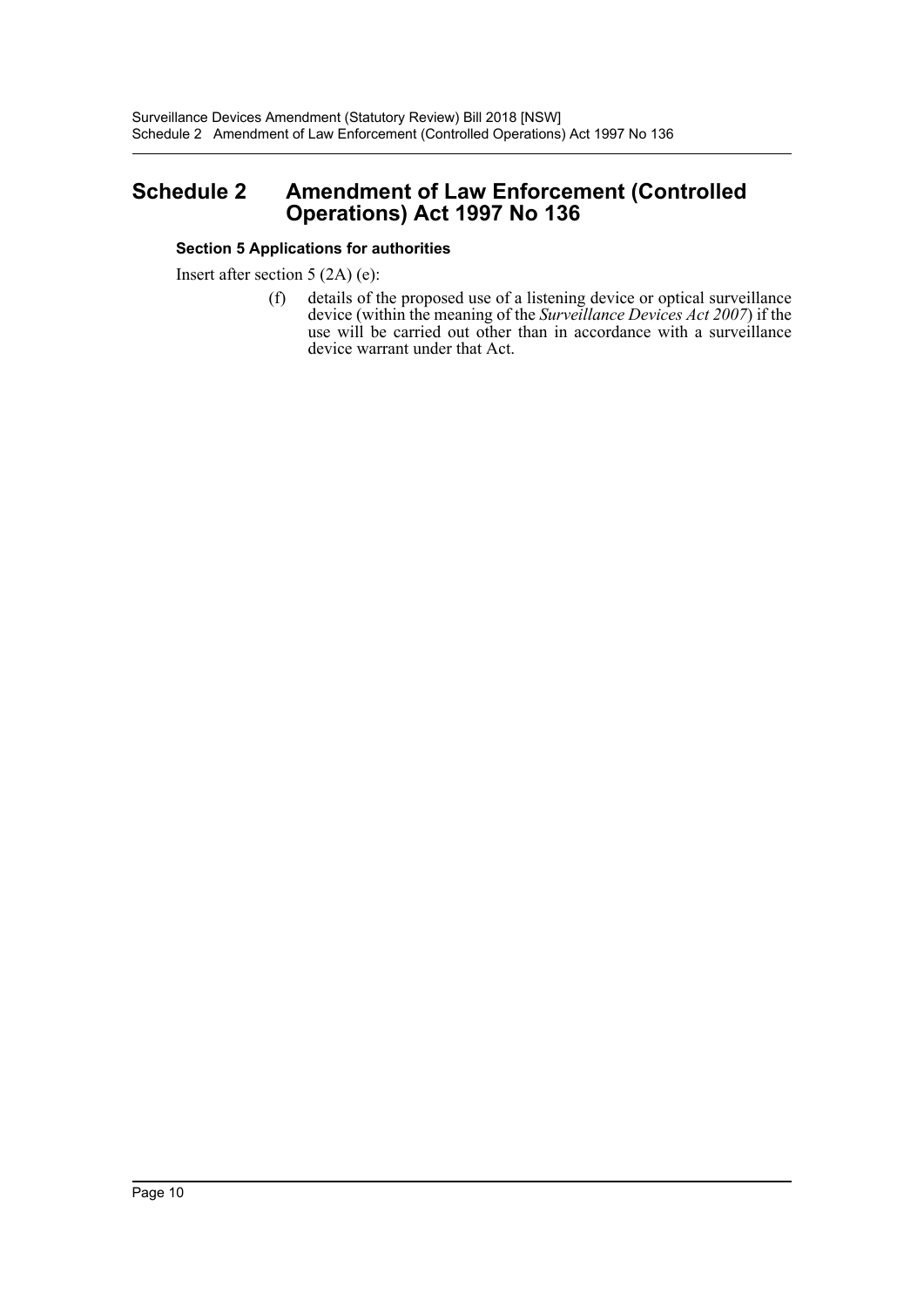# Schedule 2 Amendment of Law Enforcement (Controlled Operations) Act 1997 No 136

### Section 5 Applications for authorities

Insert after section 5 (2A) (e):

(f) details of the proposed use of a listening device or optical surveillance device (within the meaning of the *Surveillance Devices Act 2007*) if the use will be carried out other than in accordance with a surveillance device warrant under that Act.